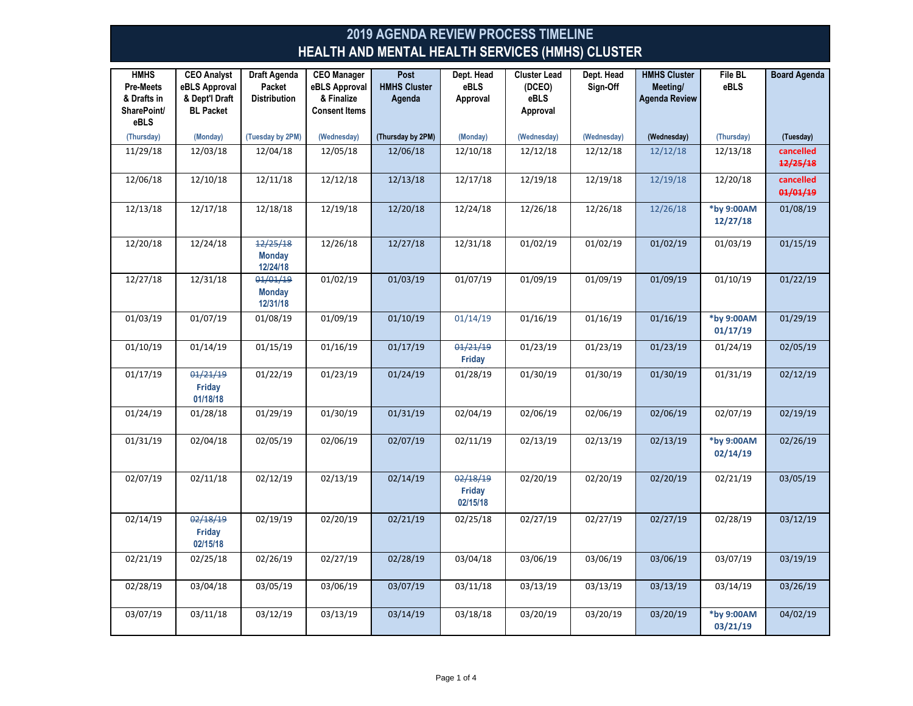# 2019 AGENDA REVIEW PROCESS TIMELINE
## HEALTH AND MENTAL HEALTH SERVICES (HMHS) CLUSTER

| HMHS Pre-Meets & Drafts in SharePoint/ eBLS (Thursday) | CEO Analyst eBLS Approval & Dept'l Draft BL Packet (Monday) | Draft Agenda Packet Distribution (Tuesday by 2PM) | CEO Manager eBLS Approval & Finalize Consent Items (Wednesday) | Post HMHS Cluster Agenda (Thursday by 2PM) | Dept. Head eBLS Approval (Monday) | Cluster Lead (DCEO) eBLS Approval (Wednesday) | Dept. Head Sign-Off (Wednesday) | HMHS Cluster Meeting/ Agenda Review (Wednesday) | File BL eBLS (Thursday) | Board Agenda (Tuesday) |
|---|---|---|---|---|---|---|---|---|---|---|
| 11/29/18 | 12/03/18 | 12/04/18 | 12/05/18 | 12/06/18 | 12/10/18 | 12/12/18 | 12/12/18 | 12/12/18 | 12/13/18 | cancelled ~~12/25/18~~ |
| 12/06/18 | 12/10/18 | 12/11/18 | 12/12/18 | 12/13/18 | 12/17/18 | 12/19/18 | 12/19/18 | 12/19/18 | 12/20/18 | cancelled ~~01/01/19~~ |
| 12/13/18 | 12/17/18 | 12/18/18 | 12/19/18 | 12/20/18 | 12/24/18 | 12/26/18 | 12/26/18 | 12/26/18 | *by 9:00AM 12/27/18 | 01/08/19 |
| 12/20/18 | 12/24/18 | ~~12/25/18~~ Monday 12/24/18 | 12/26/18 | 12/27/18 | 12/31/18 | 01/02/19 | 01/02/19 | 01/02/19 | 01/03/19 | 01/15/19 |
| 12/27/18 | 12/31/18 | ~~01/01/19~~ Monday 12/31/18 | 01/02/19 | 01/03/19 | 01/07/19 | 01/09/19 | 01/09/19 | 01/09/19 | 01/10/19 | 01/22/19 |
| 01/03/19 | 01/07/19 | 01/08/19 | 01/09/19 | 01/10/19 | 01/14/19 | 01/16/19 | 01/16/19 | 01/16/19 | *by 9:00AM 01/17/19 | 01/29/19 |
| 01/10/19 | 01/14/19 | 01/15/19 | 01/16/19 | 01/17/19 | ~~01/21/19~~ Friday | 01/23/19 | 01/23/19 | 01/23/19 | 01/24/19 | 02/05/19 |
| 01/17/19 | ~~01/21/19~~ Friday 01/18/18 | 01/22/19 | 01/23/19 | 01/24/19 | 01/28/19 | 01/30/19 | 01/30/19 | 01/30/19 | 01/31/19 | 02/12/19 |
| 01/24/19 | 01/28/18 | 01/29/19 | 01/30/19 | 01/31/19 | 02/04/19 | 02/06/19 | 02/06/19 | 02/06/19 | 02/07/19 | 02/19/19 |
| 01/31/19 | 02/04/18 | 02/05/19 | 02/06/19 | 02/07/19 | 02/11/19 | 02/13/19 | 02/13/19 | 02/13/19 | *by 9:00AM 02/14/19 | 02/26/19 |
| 02/07/19 | 02/11/18 | 02/12/19 | 02/13/19 | 02/14/19 | ~~02/18/19~~ Friday 02/15/18 | 02/20/19 | 02/20/19 | 02/20/19 | 02/21/19 | 03/05/19 |
| 02/14/19 | ~~02/18/19~~ Friday 02/15/18 | 02/19/19 | 02/20/19 | 02/21/19 | 02/25/18 | 02/27/19 | 02/27/19 | 02/27/19 | 02/28/19 | 03/12/19 |
| 02/21/19 | 02/25/18 | 02/26/19 | 02/27/19 | 02/28/19 | 03/04/18 | 03/06/19 | 03/06/19 | 03/06/19 | 03/07/19 | 03/19/19 |
| 02/28/19 | 03/04/18 | 03/05/19 | 03/06/19 | 03/07/19 | 03/11/18 | 03/13/19 | 03/13/19 | 03/13/19 | 03/14/19 | 03/26/19 |
| 03/07/19 | 03/11/18 | 03/12/19 | 03/13/19 | 03/14/19 | 03/18/18 | 03/20/19 | 03/20/19 | 03/20/19 | *by 9:00AM 03/21/19 | 04/02/19 |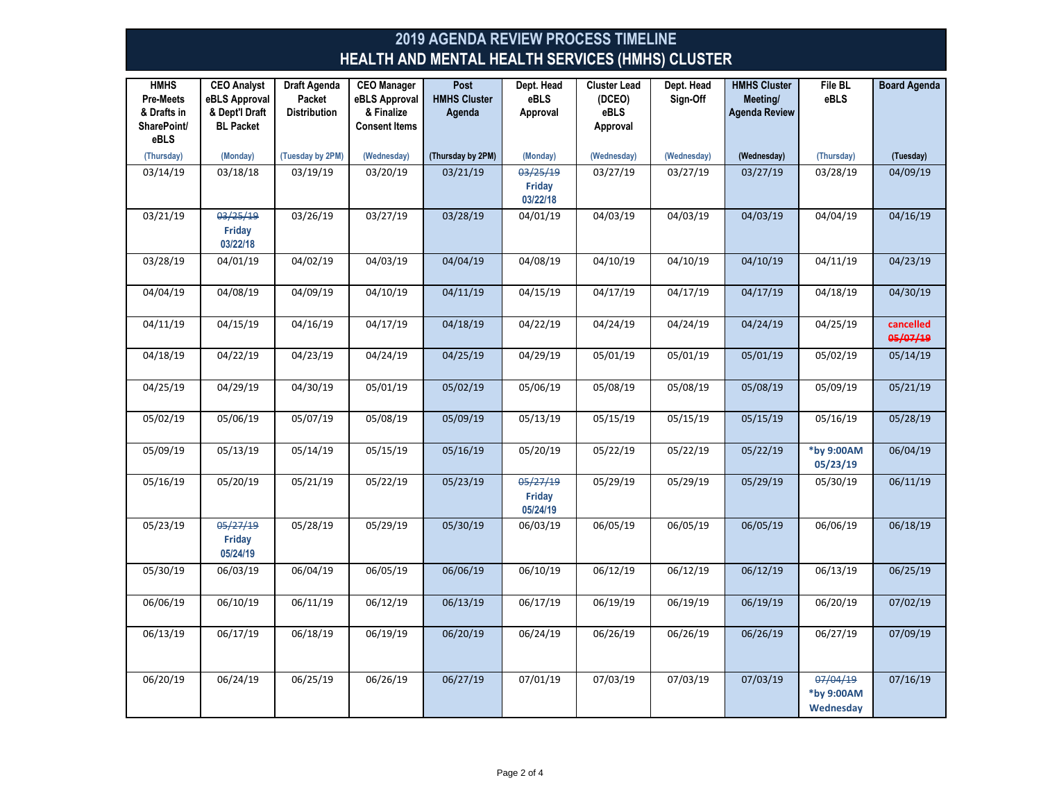# 2019 AGENDA REVIEW PROCESS TIMELINE
# HEALTH AND MENTAL HEALTH SERVICES (HMHS) CLUSTER

| HMHS Pre-Meets & Drafts in SharePoint/ eBLS (Thursday) | CEO Analyst eBLS Approval & Dept'l Draft BL Packet (Monday) | Draft Agenda Packet Distribution (Tuesday by 2PM) | CEO Manager eBLS Approval & Finalize Consent Items (Wednesday) | Post HMHS Cluster Agenda (Thursday by 2PM) | Dept. Head eBLS Approval (Monday) | Cluster Lead (DCEO) eBLS Approval (Wednesday) | Dept. Head Sign-Off (Wednesday) | HMHS Cluster Meeting/ Agenda Review (Wednesday) | File BL eBLS (Thursday) | Board Agenda (Tuesday) |
|---|---|---|---|---|---|---|---|---|---|---|
| 03/14/19 | 03/18/18 | 03/19/19 | 03/20/19 | 03/21/19 | ~~03/25/19~~ Friday 03/22/18 | 03/27/19 | 03/27/19 | 03/27/19 | 03/28/19 | 04/09/19 |
| 03/21/19 | ~~03/25/19~~ Friday 03/22/18 | 03/26/19 | 03/27/19 | 03/28/19 | 04/01/19 | 04/03/19 | 04/03/19 | 04/03/19 | 04/04/19 | 04/16/19 |
| 03/28/19 | 04/01/19 | 04/02/19 | 04/03/19 | 04/04/19 | 04/08/19 | 04/10/19 | 04/10/19 | 04/10/19 | 04/11/19 | 04/23/19 |
| 04/04/19 | 04/08/19 | 04/09/19 | 04/10/19 | 04/11/19 | 04/15/19 | 04/17/19 | 04/17/19 | 04/17/19 | 04/18/19 | 04/30/19 |
| 04/11/19 | 04/15/19 | 04/16/19 | 04/17/19 | 04/18/19 | 04/22/19 | 04/24/19 | 04/24/19 | 04/24/19 | 04/25/19 | cancelled ~~05/07/19~~ |
| 04/18/19 | 04/22/19 | 04/23/19 | 04/24/19 | 04/25/19 | 04/29/19 | 05/01/19 | 05/01/19 | 05/01/19 | 05/02/19 | 05/14/19 |
| 04/25/19 | 04/29/19 | 04/30/19 | 05/01/19 | 05/02/19 | 05/06/19 | 05/08/19 | 05/08/19 | 05/08/19 | 05/09/19 | 05/21/19 |
| 05/02/19 | 05/06/19 | 05/07/19 | 05/08/19 | 05/09/19 | 05/13/19 | 05/15/19 | 05/15/19 | 05/15/19 | 05/16/19 | 05/28/19 |
| 05/09/19 | 05/13/19 | 05/14/19 | 05/15/19 | 05/16/19 | 05/20/19 | 05/22/19 | 05/22/19 | 05/22/19 | *by 9:00AM 05/23/19 | 06/04/19 |
| 05/16/19 | 05/20/19 | 05/21/19 | 05/22/19 | 05/23/19 | ~~05/27/19~~ Friday 05/24/19 | 05/29/19 | 05/29/19 | 05/29/19 | 05/30/19 | 06/11/19 |
| 05/23/19 | ~~05/27/19~~ Friday 05/24/19 | 05/28/19 | 05/29/19 | 05/30/19 | 06/03/19 | 06/05/19 | 06/05/19 | 06/05/19 | 06/06/19 | 06/18/19 |
| 05/30/19 | 06/03/19 | 06/04/19 | 06/05/19 | 06/06/19 | 06/10/19 | 06/12/19 | 06/12/19 | 06/12/19 | 06/13/19 | 06/25/19 |
| 06/06/19 | 06/10/19 | 06/11/19 | 06/12/19 | 06/13/19 | 06/17/19 | 06/19/19 | 06/19/19 | 06/19/19 | 06/20/19 | 07/02/19 |
| 06/13/19 | 06/17/19 | 06/18/19 | 06/19/19 | 06/20/19 | 06/24/19 | 06/26/19 | 06/26/19 | 06/26/19 | 06/27/19 | 07/09/19 |
| 06/20/19 | 06/24/19 | 06/25/19 | 06/26/19 | 06/27/19 | 07/01/19 | 07/03/19 | 07/03/19 | 07/03/19 | ~~07/04/19~~ *by 9:00AM Wednesday | 07/16/19 |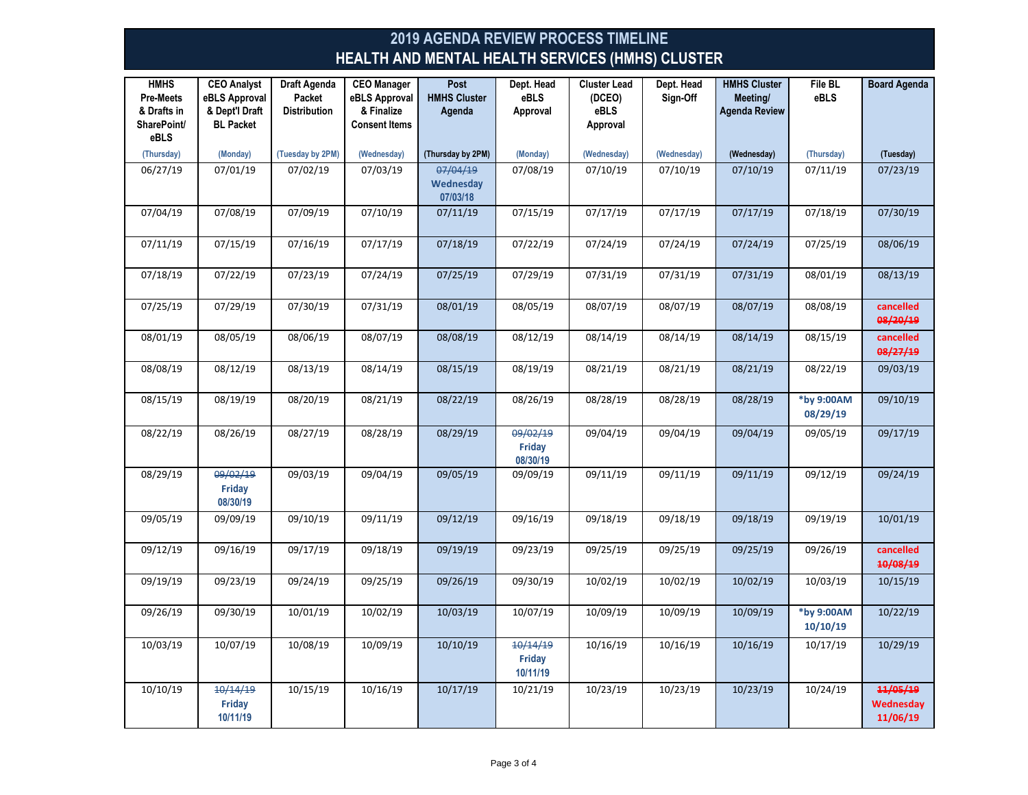# 2019 AGENDA REVIEW PROCESS TIMELINE
## HEALTH AND MENTAL HEALTH SERVICES (HMHS) CLUSTER

| HMHS Pre-Meets & Drafts in SharePoint/ eBLS (Thursday) | CEO Analyst eBLS Approval & Dept'l Draft BL Packet (Monday) | Draft Agenda Packet Distribution (Tuesday by 2PM) | CEO Manager eBLS Approval & Finalize Consent Items (Wednesday) | Post HMHS Cluster Agenda (Thursday by 2PM) | Dept. Head eBLS Approval (Monday) | Cluster Lead (DCEO) eBLS Approval (Wednesday) | Dept. Head Sign-Off (Wednesday) | HMHS Cluster Meeting/ Agenda Review (Wednesday) | File BL eBLS (Thursday) | Board Agenda (Tuesday) |
|---|---|---|---|---|---|---|---|---|---|---|
| 06/27/19 | 07/01/19 | 07/02/19 | 07/03/19 | ~~07/04/19~~ Wednesday 07/03/18 | 07/08/19 | 07/10/19 | 07/10/19 | 07/10/19 | 07/11/19 | 07/23/19 |
| 07/04/19 | 07/08/19 | 07/09/19 | 07/10/19 | 07/11/19 | 07/15/19 | 07/17/19 | 07/17/19 | 07/17/19 | 07/18/19 | 07/30/19 |
| 07/11/19 | 07/15/19 | 07/16/19 | 07/17/19 | 07/18/19 | 07/22/19 | 07/24/19 | 07/24/19 | 07/24/19 | 07/25/19 | 08/06/19 |
| 07/18/19 | 07/22/19 | 07/23/19 | 07/24/19 | 07/25/19 | 07/29/19 | 07/31/19 | 07/31/19 | 07/31/19 | 08/01/19 | 08/13/19 |
| 07/25/19 | 07/29/19 | 07/30/19 | 07/31/19 | 08/01/19 | 08/05/19 | 08/07/19 | 08/07/19 | 08/07/19 | 08/08/19 | cancelled ~~08/20/19~~ |
| 08/01/19 | 08/05/19 | 08/06/19 | 08/07/19 | 08/08/19 | 08/12/19 | 08/14/19 | 08/14/19 | 08/14/19 | 08/15/19 | cancelled ~~08/27/19~~ |
| 08/08/19 | 08/12/19 | 08/13/19 | 08/14/19 | 08/15/19 | 08/19/19 | 08/21/19 | 08/21/19 | 08/21/19 | 08/22/19 | 09/03/19 |
| 08/15/19 | 08/19/19 | 08/20/19 | 08/21/19 | 08/22/19 | 08/26/19 | 08/28/19 | 08/28/19 | 08/28/19 | *by 9:00AM 08/29/19 | 09/10/19 |
| 08/22/19 | 08/26/19 | 08/27/19 | 08/28/19 | 08/29/19 | ~~09/02/19~~ Friday 08/30/19 | 09/04/19 | 09/04/19 | 09/04/19 | 09/05/19 | 09/17/19 |
| 08/29/19 | ~~09/02/19~~ Friday 08/30/19 | 09/03/19 | 09/04/19 | 09/05/19 | 09/09/19 | 09/11/19 | 09/11/19 | 09/11/19 | 09/12/19 | 09/24/19 |
| 09/05/19 | 09/09/19 | 09/10/19 | 09/11/19 | 09/12/19 | 09/16/19 | 09/18/19 | 09/18/19 | 09/18/19 | 09/19/19 | 10/01/19 |
| 09/12/19 | 09/16/19 | 09/17/19 | 09/18/19 | 09/19/19 | 09/23/19 | 09/25/19 | 09/25/19 | 09/25/19 | 09/26/19 | cancelled ~~10/08/19~~ |
| 09/19/19 | 09/23/19 | 09/24/19 | 09/25/19 | 09/26/19 | 09/30/19 | 10/02/19 | 10/02/19 | 10/02/19 | 10/03/19 | 10/15/19 |
| 09/26/19 | 09/30/19 | 10/01/19 | 10/02/19 | 10/03/19 | 10/07/19 | 10/09/19 | 10/09/19 | 10/09/19 | *by 9:00AM 10/10/19 | 10/22/19 |
| 10/03/19 | 10/07/19 | 10/08/19 | 10/09/19 | 10/10/19 | ~~10/14/19~~ Friday 10/11/19 | 10/16/19 | 10/16/19 | 10/16/19 | 10/17/19 | 10/29/19 |
| 10/10/19 | ~~10/14/19~~ Friday 10/11/19 | 10/15/19 | 10/16/19 | 10/17/19 | 10/21/19 | 10/23/19 | 10/23/19 | 10/23/19 | 10/24/19 | ~~11/05/19~~ Wednesday 11/06/19 |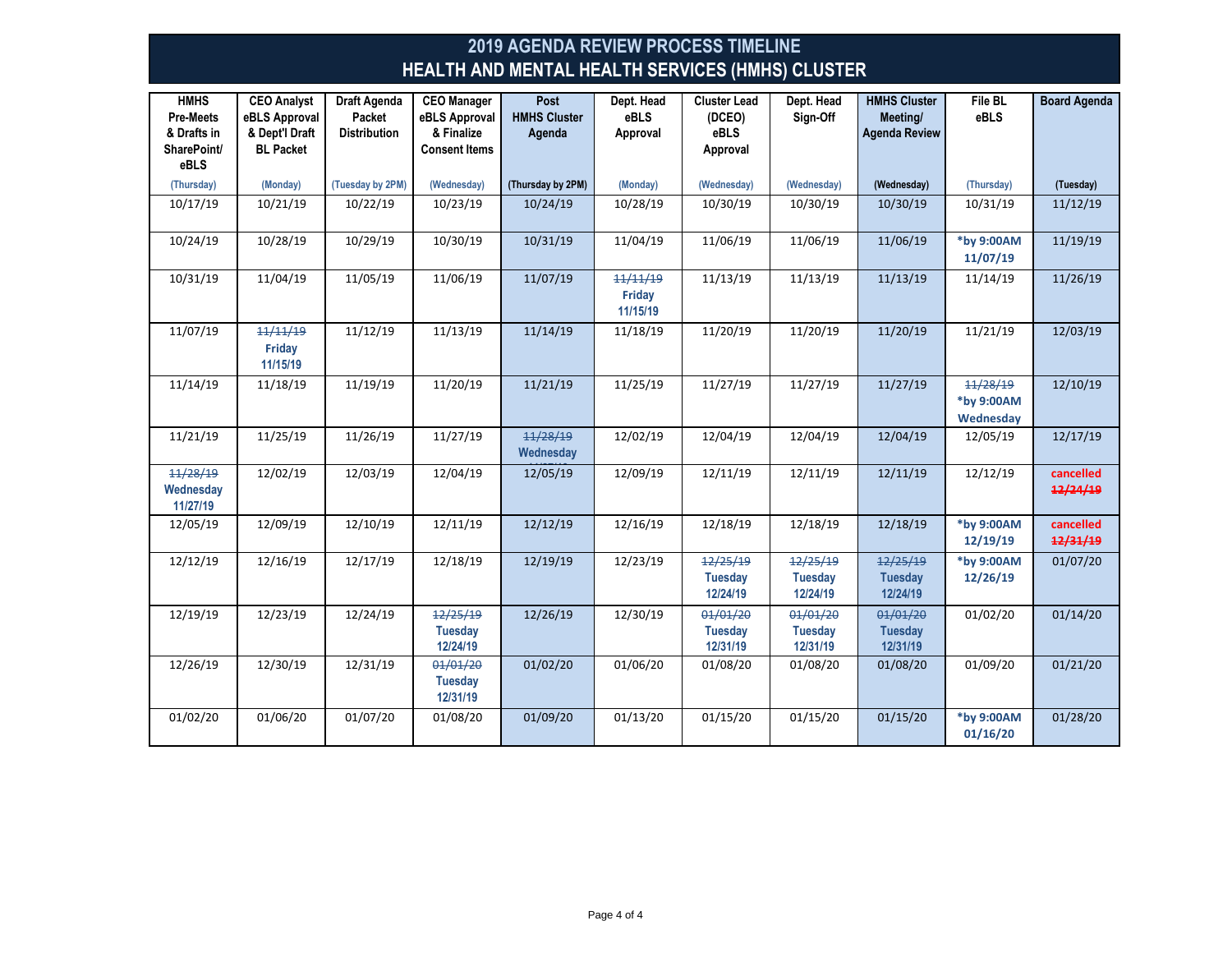# 2019 AGENDA REVIEW PROCESS TIMELINE
## HEALTH AND MENTAL HEALTH SERVICES (HMHS) CLUSTER

| HMHS Pre-Meets & Drafts in SharePoint/ eBLS (Thursday) | CEO Analyst eBLS Approval & Dept'l Draft BL Packet (Monday) | Draft Agenda Packet Distribution (Tuesday by 2PM) | CEO Manager eBLS Approval & Finalize Consent Items (Wednesday) | Post HMHS Cluster Agenda (Thursday by 2PM) | Dept. Head eBLS Approval (Monday) | Cluster Lead (DCEO) eBLS Approval (Wednesday) | Dept. Head Sign-Off (Wednesday) | HMHS Cluster Meeting/ Agenda Review (Wednesday) | File BL eBLS (Thursday) | Board Agenda (Tuesday) |
|---|---|---|---|---|---|---|---|---|---|---|
| 10/17/19 | 10/21/19 | 10/22/19 | 10/23/19 | 10/24/19 | 10/28/19 | 10/30/19 | 10/30/19 | 10/30/19 | 10/31/19 | 11/12/19 |
| 10/24/19 | 10/28/19 | 10/29/19 | 10/30/19 | 10/31/19 | 11/04/19 | 11/06/19 | 11/06/19 | 11/06/19 | *by 9:00AM 11/07/19 | 11/19/19 |
| 10/31/19 | 11/04/19 | 11/05/19 | 11/06/19 | 11/07/19 | ~~11/11/19~~ Friday 11/15/19 | 11/13/19 | 11/13/19 | 11/13/19 | 11/14/19 | 11/26/19 |
| 11/07/19 | ~~11/11/19~~ Friday 11/15/19 | 11/12/19 | 11/13/19 | 11/14/19 | 11/18/19 | 11/20/19 | 11/20/19 | 11/20/19 | 11/21/19 | 12/03/19 |
| 11/14/19 | 11/18/19 | 11/19/19 | 11/20/19 | 11/21/19 | 11/25/19 | 11/27/19 | 11/27/19 | 11/27/19 | ~~11/28/19~~ *by 9:00AM Wednesday | 12/10/19 |
| 11/21/19 | 11/25/19 | 11/26/19 | 11/27/19 | ~~11/28/19~~ Wednesday | 12/02/19 | 12/04/19 | 12/04/19 | 12/04/19 | 12/05/19 | 12/17/19 |
| ~~11/28/19~~ Wednesday 11/27/19 | 12/02/19 | 12/03/19 | 12/04/19 | 12/05/19 | 12/09/19 | 12/11/19 | 12/11/19 | 12/11/19 | 12/12/19 | cancelled ~~12/24/19~~ |
| 12/05/19 | 12/09/19 | 12/10/19 | 12/11/19 | 12/12/19 | 12/16/19 | 12/18/19 | 12/18/19 | 12/18/19 | *by 9:00AM 12/19/19 | cancelled ~~12/31/19~~ |
| 12/12/19 | 12/16/19 | 12/17/19 | 12/18/19 | 12/19/19 | 12/23/19 | ~~12/25/19~~ Tuesday 12/24/19 | ~~12/25/19~~ Tuesday 12/24/19 | ~~12/25/19~~ Tuesday 12/24/19 | *by 9:00AM 12/26/19 | 01/07/20 |
| 12/19/19 | 12/23/19 | 12/24/19 | ~~12/25/19~~ Tuesday 12/24/19 | 12/26/19 | 12/30/19 | ~~01/01/20~~ Tuesday 12/31/19 | ~~01/01/20~~ Tuesday 12/31/19 | ~~01/01/20~~ Tuesday 12/31/19 | 01/02/20 | 01/14/20 |
| 12/26/19 | 12/30/19 | 12/31/19 | ~~01/01/20~~ Tuesday 12/31/19 | 01/02/20 | 01/06/20 | 01/08/20 | 01/08/20 | 01/08/20 | 01/09/20 | 01/21/20 |
| 01/02/20 | 01/06/20 | 01/07/20 | 01/08/20 | 01/09/20 | 01/13/20 | 01/15/20 | 01/15/20 | 01/15/20 | *by 9:00AM 01/16/20 | 01/28/20 |